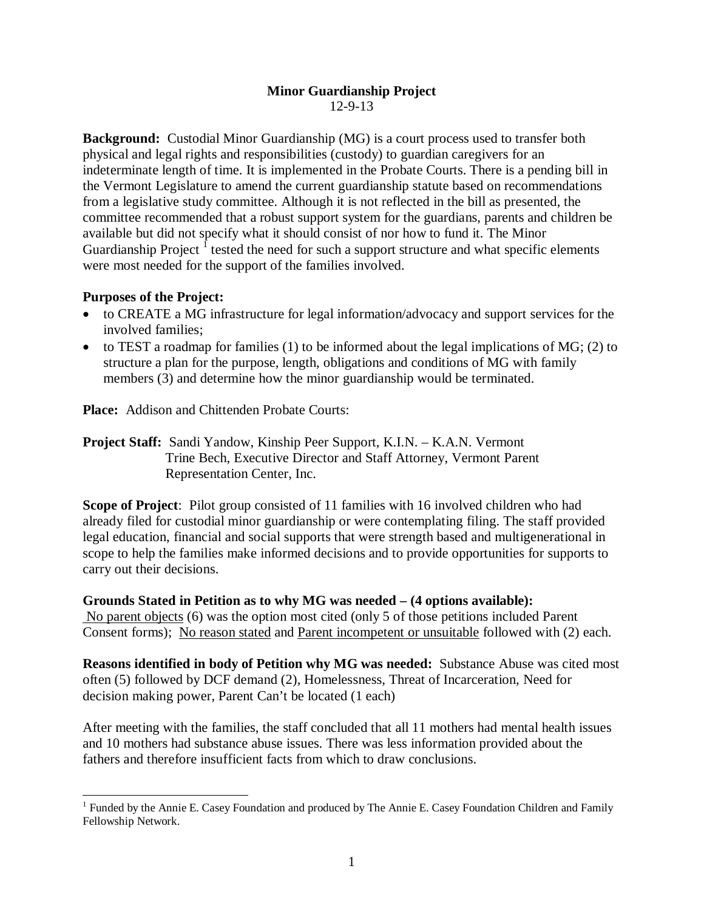# Minor Guardianship Project

12-9-13

**Background:** Custodial Minor Guardianship (MG) is a court process used to transfer both physical and legal rights and responsibilities (custody) to guardian caregivers for an indeterminate length of time. It is implemented in the Probate Courts. There is a pending bill in the Vermont Legislature to amend the current guardianship statute based on recommendations from a legislative study committee. Although it is not reflected in the bill as presented, the committee recommended that a robust support system for the guardians, parents and children be available but did not specify what it should consist of nor how to fund it. The Minor Guardianship Project [1] tested the need for such a support structure and what specific elements were most needed for the support of the families involved.

**Purposes of the Project:**

- to CREATE a MG infrastructure for legal information/advocacy and support services for the involved families;
- to TEST a roadmap for families (1) to be informed about the legal implications of MG; (2) to structure a plan for the purpose, length, obligations and conditions of MG with family members (3) and determine how the minor guardianship would be terminated.

**Place:** Addison and Chittenden Probate Courts:

**Project Staff:** Sandi Yandow, Kinship Peer Support, K.I.N. – K.A.N. Vermont
Trine Bech, Executive Director and Staff Attorney, Vermont Parent Representation Center, Inc.

**Scope of Project**: Pilot group consisted of 11 families with 16 involved children who had already filed for custodial minor guardianship or were contemplating filing. The staff provided legal education, financial and social supports that were strength based and multigenerational in scope to help the families make informed decisions and to provide opportunities for supports to carry out their decisions.

**Grounds Stated in Petition as to why MG was needed – (4 options available):**
No parent objects (6) was the option most cited (only 5 of those petitions included Parent Consent forms); No reason stated and Parent incompetent or unsuitable followed with (2) each.

**Reasons identified in body of Petition why MG was needed:** Substance Abuse was cited most often (5) followed by DCF demand (2), Homelessness, Threat of Incarceration, Need for decision making power, Parent Can't be located (1 each)

After meeting with the families, the staff concluded that all 11 mothers had mental health issues and 10 mothers had substance abuse issues. There was less information provided about the fathers and therefore insufficient facts from which to draw conclusions.

[1] Funded by the Annie E. Casey Foundation and produced by The Annie E. Casey Foundation Children and Family Fellowship Network.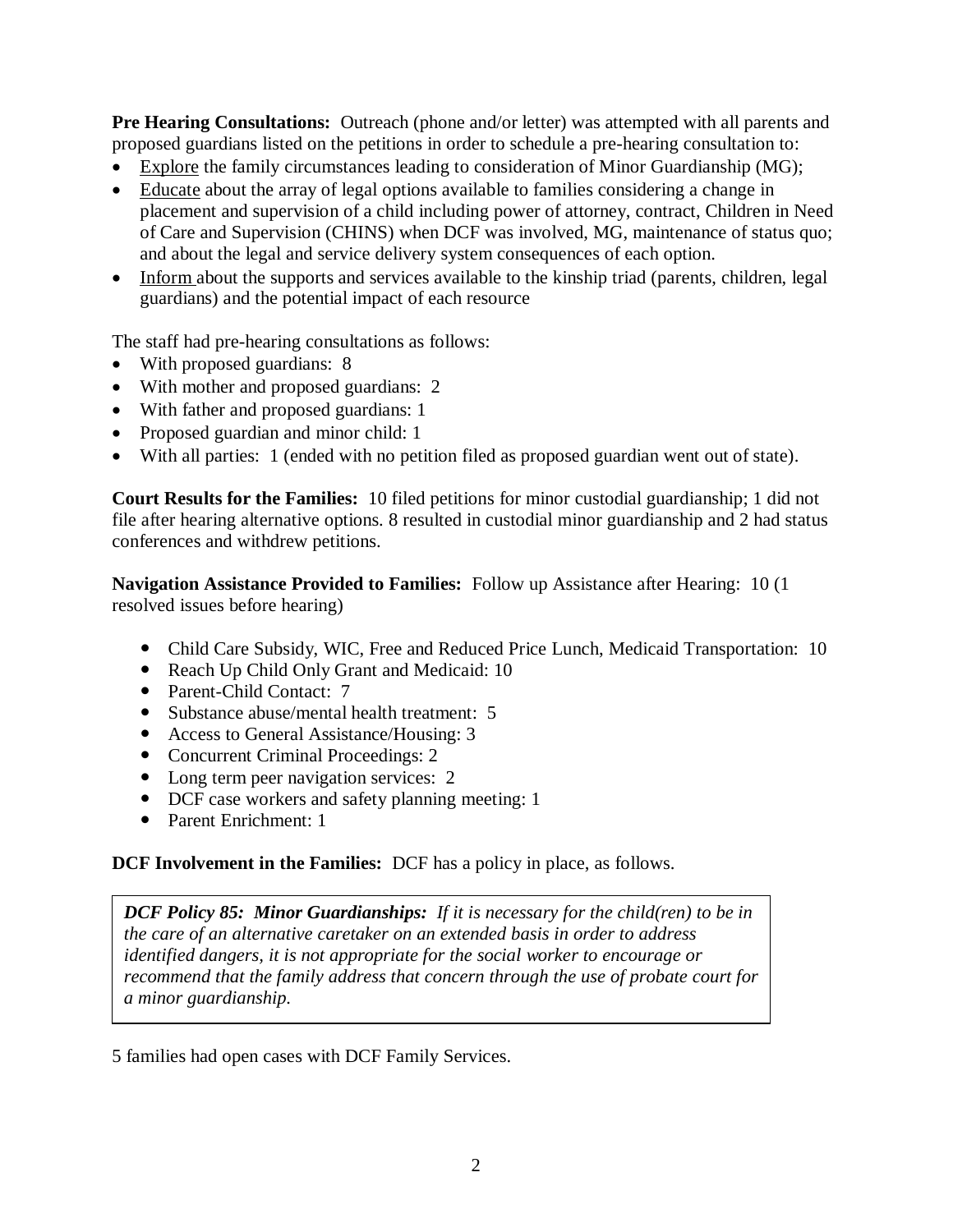**Pre Hearing Consultations:** Outreach (phone and/or letter) was attempted with all parents and proposed guardians listed on the petitions in order to schedule a pre-hearing consultation to:

- <u>Explore</u> the family circumstances leading to consideration of Minor Guardianship (MG);
- <u>Educate</u> about the array of legal options available to families considering a change in placement and supervision of a child including power of attorney, contract, Children in Need of Care and Supervision (CHINS) when DCF was involved, MG, maintenance of status quo; and about the legal and service delivery system consequences of each option.
- <u>Inform</u> about the supports and services available to the kinship triad (parents, children, legal guardians) and the potential impact of each resource

The staff had pre-hearing consultations as follows:

- With proposed guardians: 8
- With mother and proposed guardians: 2
- With father and proposed guardians: 1
- Proposed guardian and minor child: 1
- With all parties: 1 (ended with no petition filed as proposed guardian went out of state).

**Court Results for the Families:** 10 filed petitions for minor custodial guardianship; 1 did not file after hearing alternative options. 8 resulted in custodial minor guardianship and 2 had status conferences and withdrew petitions.

**Navigation Assistance Provided to Families:** Follow up Assistance after Hearing: 10 (1 resolved issues before hearing)

- Child Care Subsidy, WIC, Free and Reduced Price Lunch, Medicaid Transportation: 10
- Reach Up Child Only Grant and Medicaid: 10
- Parent-Child Contact: 7
- Substance abuse/mental health treatment: 5
- Access to General Assistance/Housing: 3
- Concurrent Criminal Proceedings: 2
- Long term peer navigation services: 2
- DCF case workers and safety planning meeting: 1
- Parent Enrichment: 1

**DCF Involvement in the Families:** DCF has a policy in place, as follows.

> ***DCF Policy 85: Minor Guardianships:*** *If it is necessary for the child(ren) to be in the care of an alternative caretaker on an extended basis in order to address identified dangers, it is not appropriate for the social worker to encourage or recommend that the family address that concern through the use of probate court for a minor guardianship.*

5 families had open cases with DCF Family Services.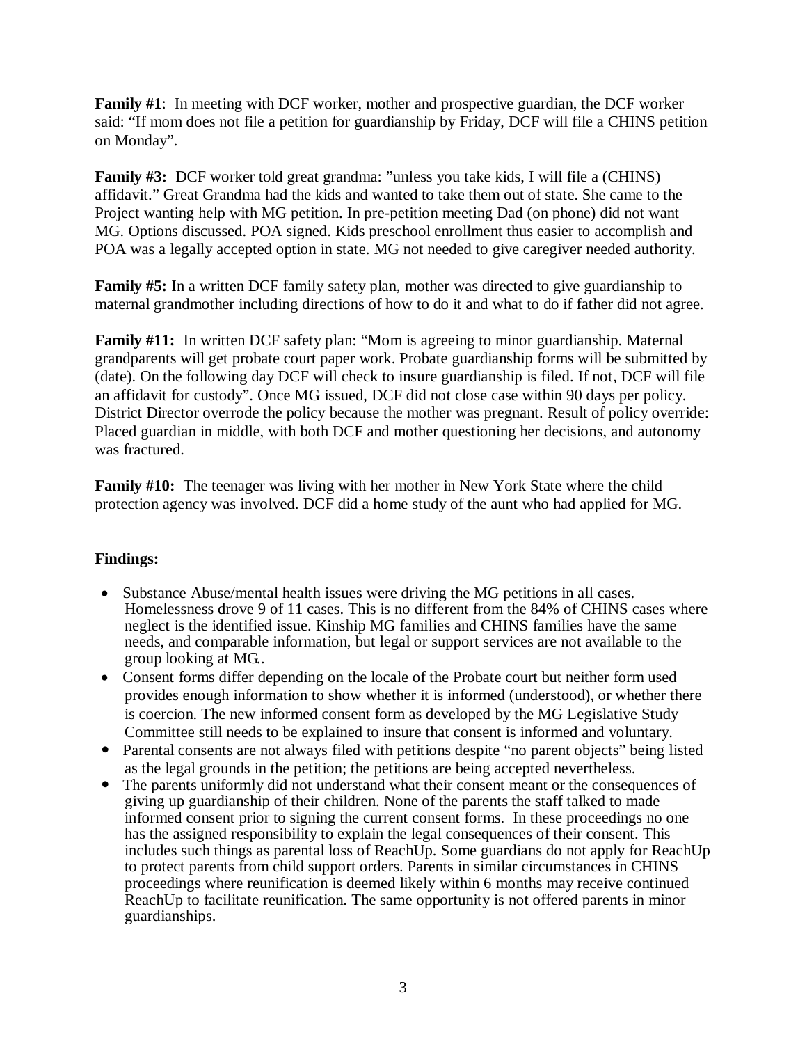**Family #1**: In meeting with DCF worker, mother and prospective guardian, the DCF worker said: "If mom does not file a petition for guardianship by Friday, DCF will file a CHINS petition on Monday".

**Family #3:** DCF worker told great grandma: "unless you take kids, I will file a (CHINS) affidavit." Great Grandma had the kids and wanted to take them out of state. She came to the Project wanting help with MG petition. In pre-petition meeting Dad (on phone) did not want MG. Options discussed. POA signed. Kids preschool enrollment thus easier to accomplish and POA was a legally accepted option in state. MG not needed to give caregiver needed authority.

**Family #5:** In a written DCF family safety plan, mother was directed to give guardianship to maternal grandmother including directions of how to do it and what to do if father did not agree.

**Family #11:** In written DCF safety plan: "Mom is agreeing to minor guardianship. Maternal grandparents will get probate court paper work. Probate guardianship forms will be submitted by (date). On the following day DCF will check to insure guardianship is filed. If not, DCF will file an affidavit for custody". Once MG issued, DCF did not close case within 90 days per policy. District Director overrode the policy because the mother was pregnant. Result of policy override: Placed guardian in middle, with both DCF and mother questioning her decisions, and autonomy was fractured.

**Family #10:** The teenager was living with her mother in New York State where the child protection agency was involved. DCF did a home study of the aunt who had applied for MG.

**Findings:**

- Substance Abuse/mental health issues were driving the MG petitions in all cases. Homelessness drove 9 of 11 cases. This is no different from the 84% of CHINS cases where neglect is the identified issue. Kinship MG families and CHINS families have the same needs, and comparable information, but legal or support services are not available to the group looking at MG..
- Consent forms differ depending on the locale of the Probate court but neither form used provides enough information to show whether it is informed (understood), or whether there is coercion. The new informed consent form as developed by the MG Legislative Study Committee still needs to be explained to insure that consent is informed and voluntary.
- Parental consents are not always filed with petitions despite "no parent objects" being listed as the legal grounds in the petition; the petitions are being accepted nevertheless.
- The parents uniformly did not understand what their consent meant or the consequences of giving up guardianship of their children. None of the parents the staff talked to made <u>informed</u> consent prior to signing the current consent forms. In these proceedings no one has the assigned responsibility to explain the legal consequences of their consent. This includes such things as parental loss of ReachUp. Some guardians do not apply for ReachUp to protect parents from child support orders. Parents in similar circumstances in CHINS proceedings where reunification is deemed likely within 6 months may receive continued ReachUp to facilitate reunification. The same opportunity is not offered parents in minor guardianships.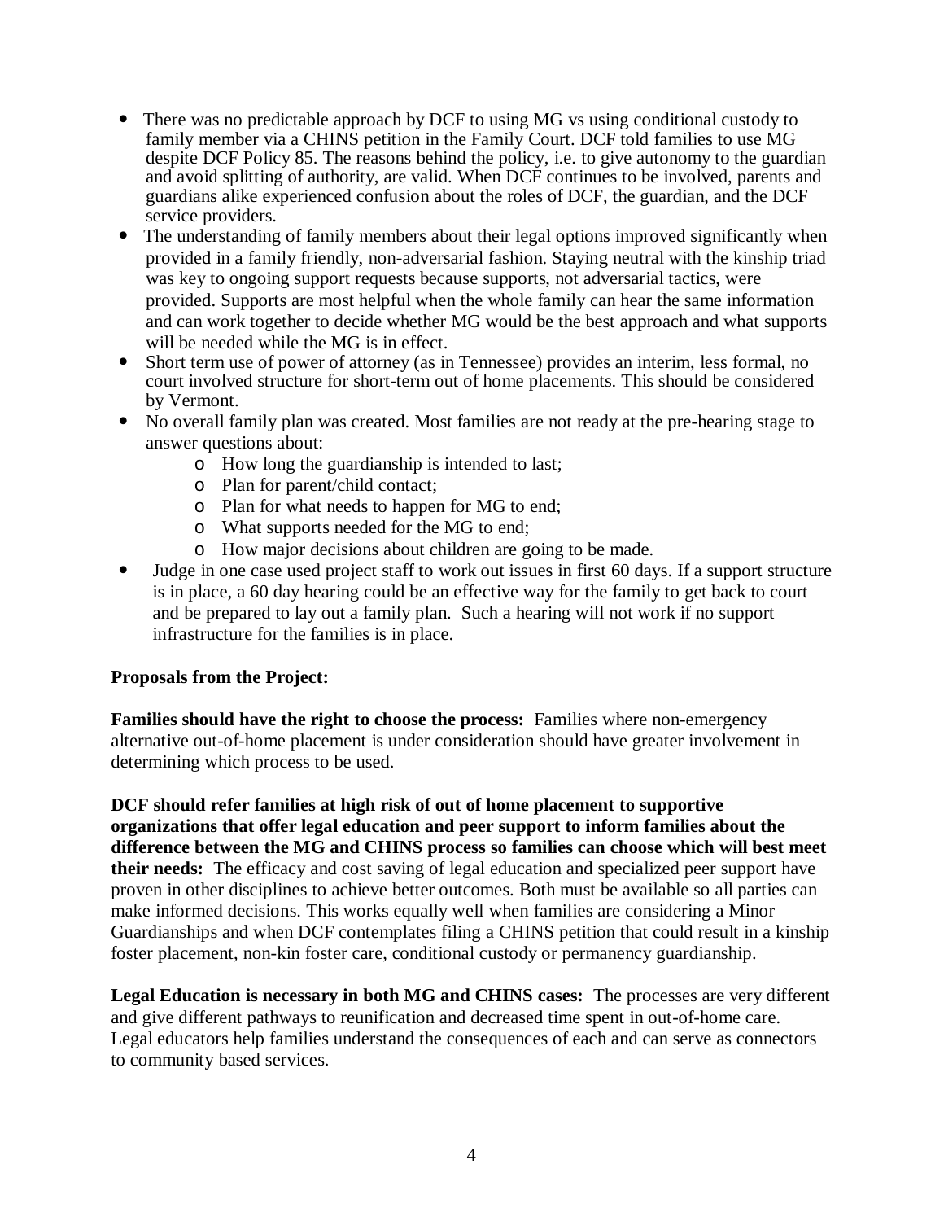- There was no predictable approach by DCF to using MG vs using conditional custody to family member via a CHINS petition in the Family Court. DCF told families to use MG despite DCF Policy 85. The reasons behind the policy, i.e. to give autonomy to the guardian and avoid splitting of authority, are valid. When DCF continues to be involved, parents and guardians alike experienced confusion about the roles of DCF, the guardian, and the DCF service providers.
- The understanding of family members about their legal options improved significantly when provided in a family friendly, non-adversarial fashion. Staying neutral with the kinship triad was key to ongoing support requests because supports, not adversarial tactics, were provided. Supports are most helpful when the whole family can hear the same information and can work together to decide whether MG would be the best approach and what supports will be needed while the MG is in effect.
- Short term use of power of attorney (as in Tennessee) provides an interim, less formal, no court involved structure for short-term out of home placements. This should be considered by Vermont.
- No overall family plan was created. Most families are not ready at the pre-hearing stage to answer questions about:
    - How long the guardianship is intended to last;
    - Plan for parent/child contact;
    - Plan for what needs to happen for MG to end;
    - What supports needed for the MG to end;
    - How major decisions about children are going to be made.
- Judge in one case used project staff to work out issues in first 60 days. If a support structure is in place, a 60 day hearing could be an effective way for the family to get back to court and be prepared to lay out a family plan. Such a hearing will not work if no support infrastructure for the families is in place.

**Proposals from the Project:**

**Families should have the right to choose the process:** Families where non-emergency alternative out-of-home placement is under consideration should have greater involvement in determining which process to be used.

**DCF should refer families at high risk of out of home placement to supportive organizations that offer legal education and peer support to inform families about the difference between the MG and CHINS process so families can choose which will best meet their needs:** The efficacy and cost saving of legal education and specialized peer support have proven in other disciplines to achieve better outcomes. Both must be available so all parties can make informed decisions. This works equally well when families are considering a Minor Guardianships and when DCF contemplates filing a CHINS petition that could result in a kinship foster placement, non-kin foster care, conditional custody or permanency guardianship.

**Legal Education is necessary in both MG and CHINS cases:** The processes are very different and give different pathways to reunification and decreased time spent in out-of-home care. Legal educators help families understand the consequences of each and can serve as connectors to community based services.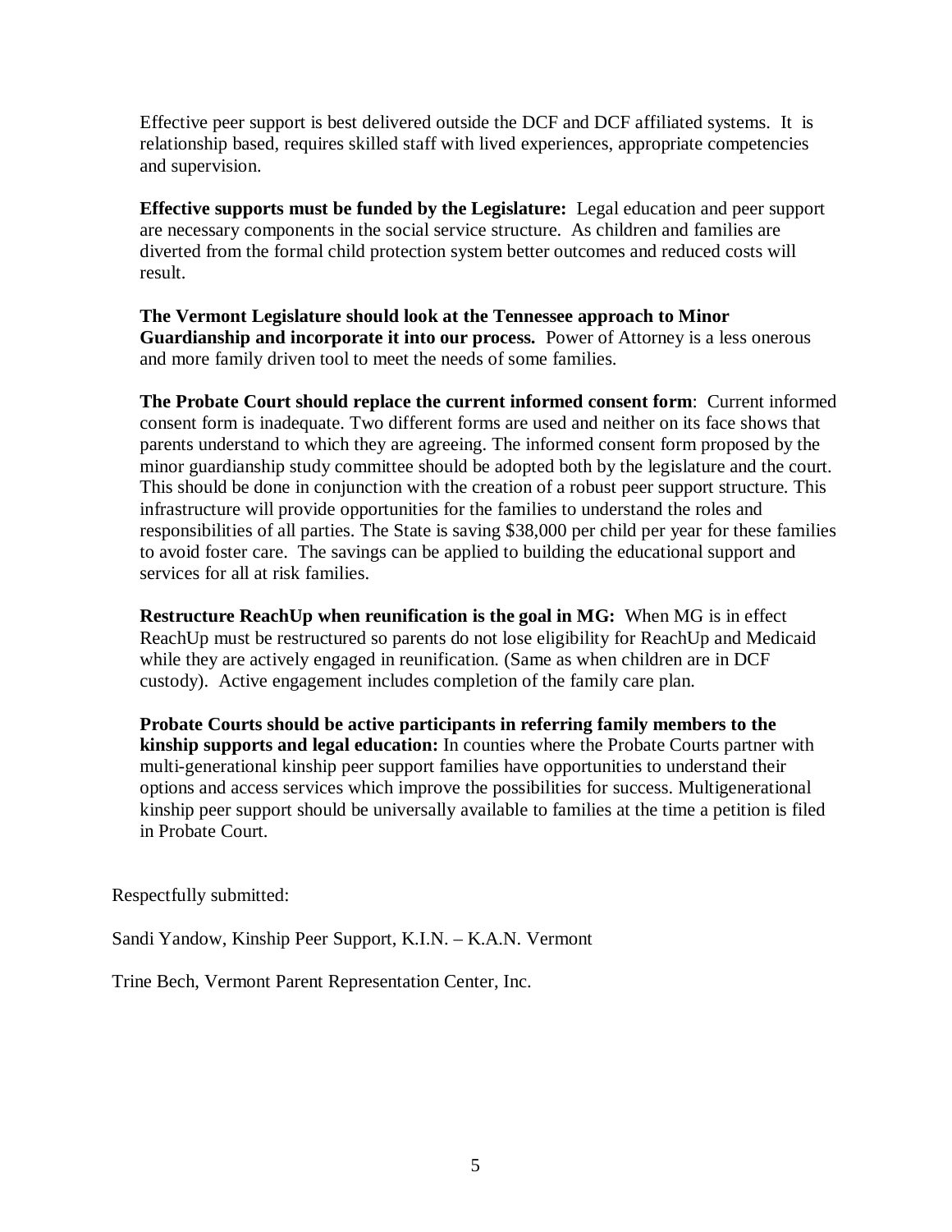Effective peer support is best delivered outside the DCF and DCF affiliated systems. It is relationship based, requires skilled staff with lived experiences, appropriate competencies and supervision.

**Effective supports must be funded by the Legislature:** Legal education and peer support are necessary components in the social service structure. As children and families are diverted from the formal child protection system better outcomes and reduced costs will result.

**The Vermont Legislature should look at the Tennessee approach to Minor Guardianship and incorporate it into our process.** Power of Attorney is a less onerous and more family driven tool to meet the needs of some families.

**The Probate Court should replace the current informed consent form**: Current informed consent form is inadequate. Two different forms are used and neither on its face shows that parents understand to which they are agreeing. The informed consent form proposed by the minor guardianship study committee should be adopted both by the legislature and the court. This should be done in conjunction with the creation of a robust peer support structure. This infrastructure will provide opportunities for the families to understand the roles and responsibilities of all parties. The State is saving $38,000 per child per year for these families to avoid foster care. The savings can be applied to building the educational support and services for all at risk families.

**Restructure ReachUp when reunification is the goal in MG:** When MG is in effect ReachUp must be restructured so parents do not lose eligibility for ReachUp and Medicaid while they are actively engaged in reunification. (Same as when children are in DCF custody). Active engagement includes completion of the family care plan.

**Probate Courts should be active participants in referring family members to the kinship supports and legal education:** In counties where the Probate Courts partner with multi-generational kinship peer support families have opportunities to understand their options and access services which improve the possibilities for success. Multigenerational kinship peer support should be universally available to families at the time a petition is filed in Probate Court.

Respectfully submitted:

Sandi Yandow, Kinship Peer Support, K.I.N. – K.A.N. Vermont

Trine Bech, Vermont Parent Representation Center, Inc.